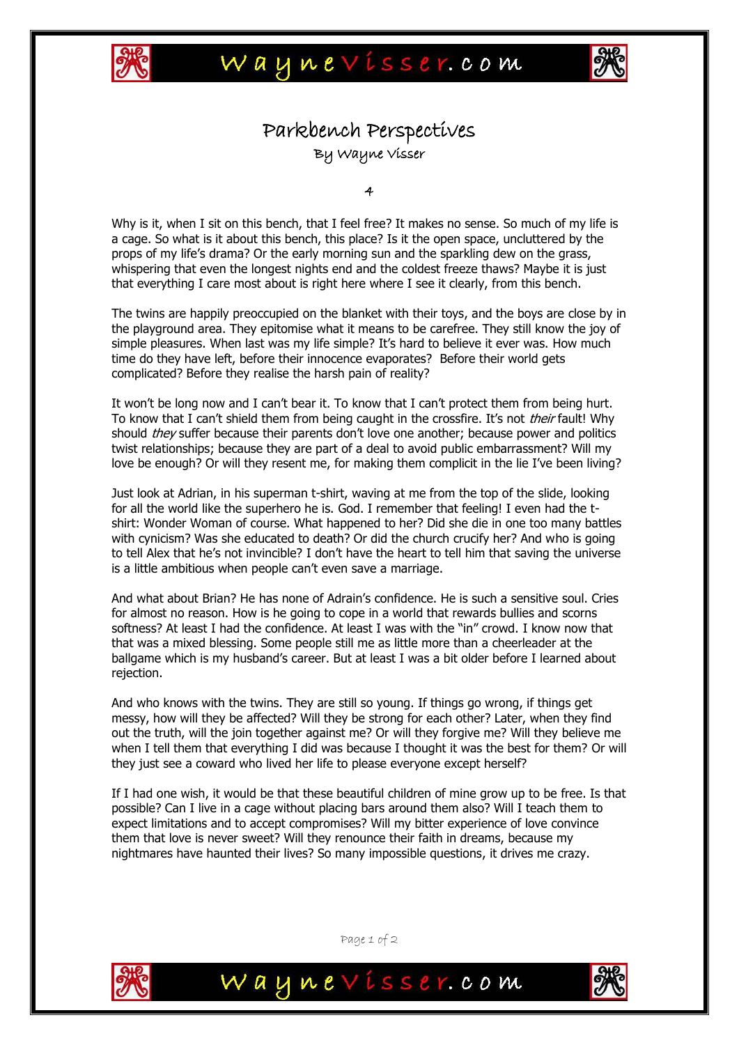# Parkbench Perspectives

By Wayne Visser

4

Why is it, when I sit on this bench, that I feel free? It makes no sense. So much of my life is a cage. So what is it about this bench, this place? Is it the open space, uncluttered by the props of my life's drama? Or the early morning sun and the sparkling dew on the grass, whispering that even the longest nights end and the coldest freeze thaws? Maybe it is just that everything I care most about is right here where I see it clearly, from this bench.

The twins are happily preoccupied on the blanket with their toys, and the boys are close by in the playground area. They epitomise what it means to be carefree. They still know the joy of simple pleasures. When last was my life simple? It's hard to believe it ever was. How much time do they have left, before their innocence evaporates? Before their world gets complicated? Before they realise the harsh pain of reality?

It won't be long now and I can't bear it. To know that I can't protect them from being hurt. To know that I can't shield them from being caught in the crossfire. It's not *their* fault! Why should *they* suffer because their parents don't love one another; because power and politics twist relationships; because they are part of a deal to avoid public embarrassment? Will my love be enough? Or will they resent me, for making them complicit in the lie I've been living?

Just look at Adrian, in his superman t-shirt, waving at me from the top of the slide, looking for all the world like the superhero he is. God. I remember that feeling! I even had the t-shirt: Wonder Woman of course. What happened to her? Did she die in one too many battles with cynicism? Was she educated to death? Or did the church crucify her? And who is going to tell Alex that he's not invincible? I don't have the heart to tell him that saving the universe is a little ambitious when people can't even save a marriage.

And what about Brian? He has none of Adrain's confidence. He is such a sensitive soul. Cries for almost no reason. How is he going to cope in a world that rewards bullies and scorns softness? At least I had the confidence. At least I was with the "in" crowd. I know now that that was a mixed blessing. Some people still me as little more than a cheerleader at the ballgame which is my husband's career. But at least I was a bit older before I learned about rejection.

And who knows with the twins. They are still so young. If things go wrong, if things get messy, how will they be affected? Will they be strong for each other? Later, when they find out the truth, will the join together against me? Or will they forgive me? Will they believe me when I tell them that everything I did was because I thought it was the best for them? Or will they just see a coward who lived her life to please everyone except herself?

If I had one wish, it would be that these beautiful children of mine grow up to be free. Is that possible? Can I live in a cage without placing bars around them also? Will I teach them to expect limitations and to accept compromises? Will my bitter experience of love convince them that love is never sweet? Will they renounce their faith in dreams, because my nightmares have haunted their lives? So many impossible questions, it drives me crazy.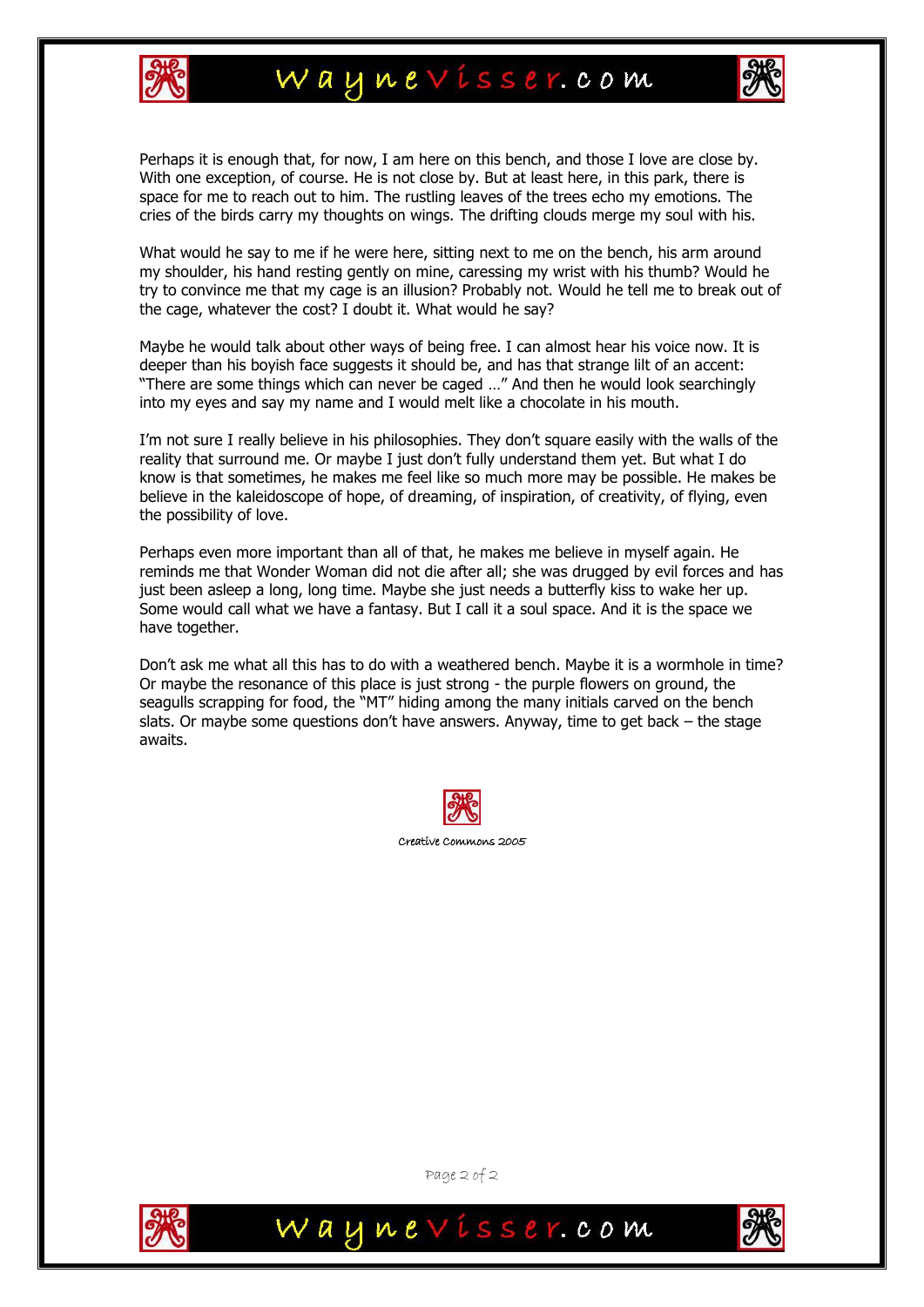Perhaps it is enough that, for now, I am here on this bench, and those I love are close by. With one exception, of course. He is not close by. But at least here, in this park, there is space for me to reach out to him. The rustling leaves of the trees echo my emotions. The cries of the birds carry my thoughts on wings. The drifting clouds merge my soul with his.

What would he say to me if he were here, sitting next to me on the bench, his arm around my shoulder, his hand resting gently on mine, caressing my wrist with his thumb? Would he try to convince me that my cage is an illusion? Probably not. Would he tell me to break out of the cage, whatever the cost? I doubt it. What would he say?

Maybe he would talk about other ways of being free. I can almost hear his voice now. It is deeper than his boyish face suggests it should be, and has that strange lilt of an accent: "There are some things which can never be caged …" And then he would look searchingly into my eyes and say my name and I would melt like a chocolate in his mouth.

I'm not sure I really believe in his philosophies. They don't square easily with the walls of the reality that surround me. Or maybe I just don't fully understand them yet. But what I do know is that sometimes, he makes me feel like so much more may be possible. He makes be believe in the kaleidoscope of hope, of dreaming, of inspiration, of creativity, of flying, even the possibility of love.

Perhaps even more important than all of that, he makes me believe in myself again. He reminds me that Wonder Woman did not die after all; she was drugged by evil forces and has just been asleep a long, long time. Maybe she just needs a butterfly kiss to wake her up. Some would call what we have a fantasy. But I call it a soul space. And it is the space we have together.

Don't ask me what all this has to do with a weathered bench. Maybe it is a wormhole in time? Or maybe the resonance of this place is just strong - the purple flowers on ground, the seagulls scrapping for food, the "MT" hiding among the many initials carved on the bench slats. Or maybe some questions don't have answers. Anyway, time to get back – the stage awaits.

Creative Commons 2005